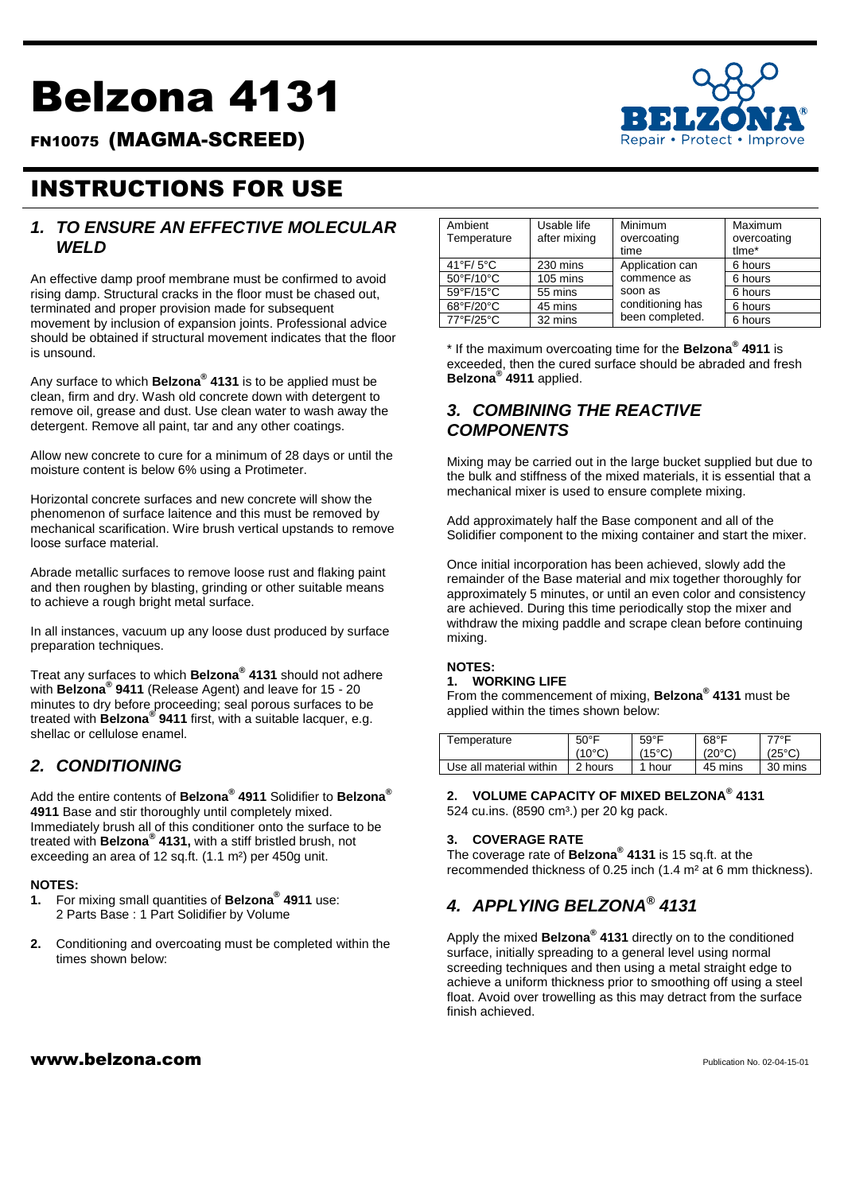# Belzona 4131

## FN10075 (MAGMA-SCREED)

# INSTRUCTIONS FOR USE

## *1. TO ENSURE AN EFFECTIVE MOLECULAR WELD*

An effective damp proof membrane must be confirmed to avoid rising damp. Structural cracks in the floor must be chased out, terminated and proper provision made for subsequent movement by inclusion of expansion joints. Professional advice should be obtained if structural movement indicates that the floor is unsound.

Any surface to which **Belzona® 4131** is to be applied must be clean, firm and dry. Wash old concrete down with detergent to remove oil, grease and dust. Use clean water to wash away the detergent. Remove all paint, tar and any other coatings.

Allow new concrete to cure for a minimum of 28 days or until the moisture content is below 6% using a Protimeter.

Horizontal concrete surfaces and new concrete will show the phenomenon of surface laitence and this must be removed by mechanical scarification. Wire brush vertical upstands to remove loose surface material.

Abrade metallic surfaces to remove loose rust and flaking paint and then roughen by blasting, grinding or other suitable means to achieve a rough bright metal surface.

In all instances, vacuum up any loose dust produced by surface preparation techniques.

Treat any surfaces to which **Belzona® 4131** should not adhere with **Belzona® 9411** (Release Agent) and leave for 15 - 20 minutes to dry before proceeding; seal porous surfaces to be treated with **Belzona® 9411** first, with a suitable lacquer, e.g. shellac or cellulose enamel.

## *2. CONDITIONING*

Add the entire contents of **Belzona® 4911** Solidifier to **Belzona® 4911** Base and stir thoroughly until completely mixed. Immediately brush all of this conditioner onto the surface to be treated with **Belzona® 4131,** with a stiff bristled brush, not exceeding an area of 12 sq.ft. (1.1 m²) per 450g unit.

**NOTES:**

1. For mixing small quantities of **Belzona® 4911** use: 2 Parts Base : 1 Part Solidifier by Volume
2. Conditioning and overcoating must be completed within the times shown below:

| Ambient Temperature | Usable life after mixing | Minimum overcoating time | Maximum overcoating tlme* |
|---|---|---|---|
| 41°F/ 5°C | 230 mins | Application can commence as soon as conditioning has been completed. | 6 hours |
| 50°F/10°C | 105 mins | | 6 hours |
| 59°F/15°C | 55 mins | | 6 hours |
| 68°F/20°C | 45 mins | | 6 hours |
| 77°F/25°C | 32 mins | | 6 hours |

\* If the maximum overcoating time for the **Belzona® 4911** is exceeded, then the cured surface should be abraded and fresh **Belzona® 4911** applied.

## *3. COMBINING THE REACTIVE COMPONENTS*

Mixing may be carried out in the large bucket supplied but due to the bulk and stiffness of the mixed materials, it is essential that a mechanical mixer is used to ensure complete mixing.

Add approximately half the Base component and all of the Solidifier component to the mixing container and start the mixer.

Once initial incorporation has been achieved, slowly add the remainder of the Base material and mix together thoroughly for approximately 5 minutes, or until an even color and consistency are achieved. During this time periodically stop the mixer and withdraw the mixing paddle and scrape clean before continuing mixing.

**NOTES:**

**1. WORKING LIFE**

From the commencement of mixing, **Belzona® 4131** must be applied within the times shown below:

| Temperature | 50°F (10°C) | 59°F (15°C) | 68°F (20°C) | 77°F (25°C) |
|---|---|---|---|---|
| Use all material within | 2 hours | 1 hour | 45 mins | 30 mins |

**2. VOLUME CAPACITY OF MIXED BELZONA® 4131**

524 cu.ins. (8590 cm³.) per 20 kg pack.

**3. COVERAGE RATE**

The coverage rate of **Belzona® 4131** is 15 sq.ft. at the recommended thickness of 0.25 inch (1.4 m² at 6 mm thickness).

## *4. APPLYING BELZONA® 4131*

Apply the mixed **Belzona® 4131** directly on to the conditioned surface, initially spreading to a general level using normal screeding techniques and then using a metal straight edge to achieve a uniform thickness prior to smoothing off using a steel float. Avoid over trowelling as this may detract from the surface finish achieved.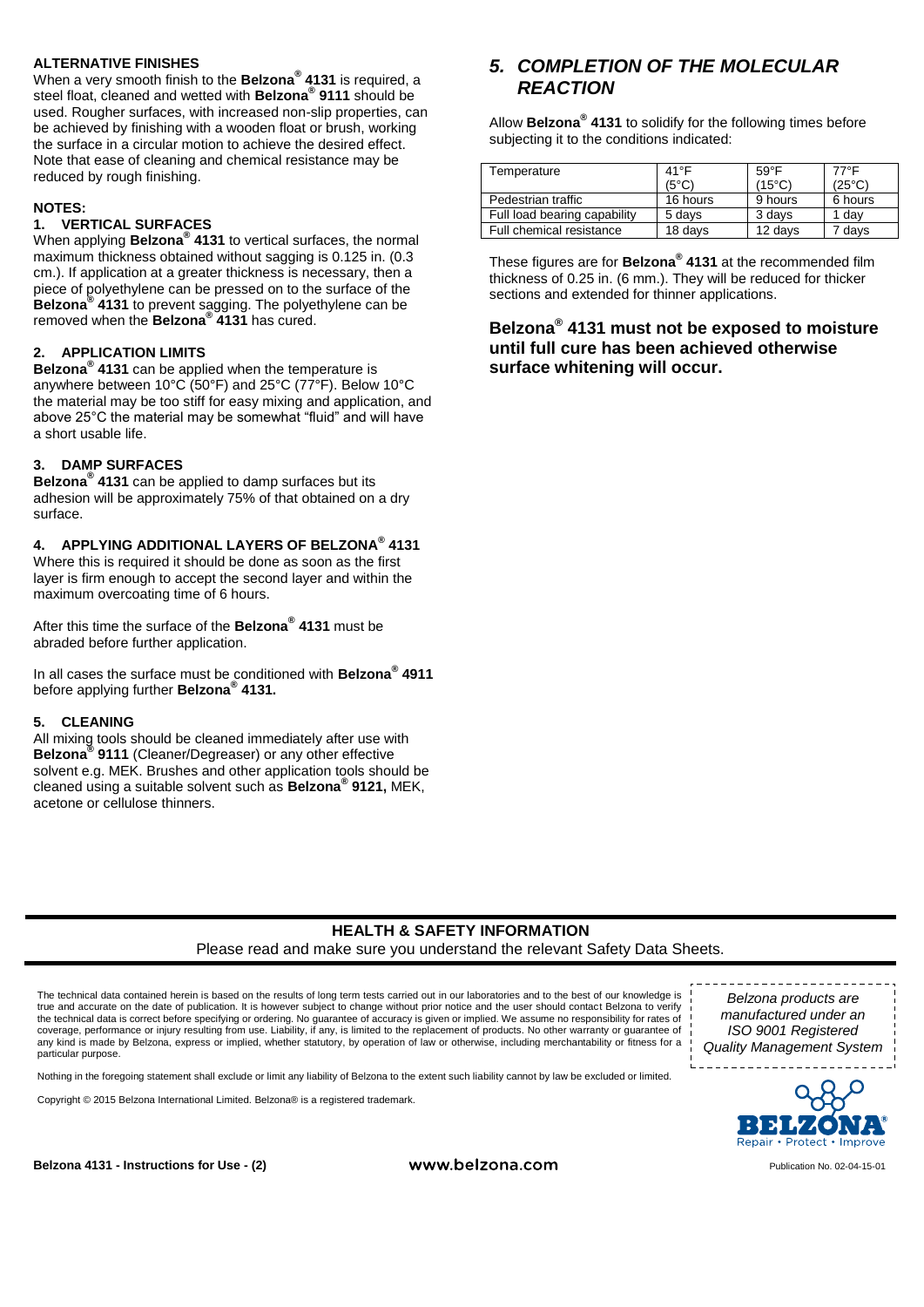**ALTERNATIVE FINISHES**

When a very smooth finish to the **Belzona® 4131** is required, a steel float, cleaned and wetted with **Belzona® 9111** should be used. Rougher surfaces, with increased non-slip properties, can be achieved by finishing with a wooden float or brush, working the surface in a circular motion to achieve the desired effect. Note that ease of cleaning and chemical resistance may be reduced by rough finishing.

**NOTES:**

**1. VERTICAL SURFACES**

When applying **Belzona® 4131** to vertical surfaces, the normal maximum thickness obtained without sagging is 0.125 in. (0.3 cm.). If application at a greater thickness is necessary, then a piece of polyethylene can be pressed on to the surface of the **Belzona® 4131** to prevent sagging. The polyethylene can be removed when the **Belzona® 4131** has cured.

**2. APPLICATION LIMITS**

**Belzona® 4131** can be applied when the temperature is anywhere between 10°C (50°F) and 25°C (77°F). Below 10°C the material may be too stiff for easy mixing and application, and above 25°C the material may be somewhat "fluid" and will have a short usable life.

**3. DAMP SURFACES**

**Belzona® 4131** can be applied to damp surfaces but its adhesion will be approximately 75% of that obtained on a dry surface.

**4. APPLYING ADDITIONAL LAYERS OF BELZONA® 4131**

Where this is required it should be done as soon as the first layer is firm enough to accept the second layer and within the maximum overcoating time of 6 hours.

After this time the surface of the **Belzona® 4131** must be abraded before further application.

In all cases the surface must be conditioned with **Belzona® 4911** before applying further **Belzona® 4131.**

**5. CLEANING**

All mixing tools should be cleaned immediately after use with **Belzona® 9111** (Cleaner/Degreaser) or any other effective solvent e.g. MEK. Brushes and other application tools should be cleaned using a suitable solvent such as **Belzona® 9121,** MEK, acetone or cellulose thinners.

## *5. COMPLETION OF THE MOLECULAR REACTION*

Allow **Belzona® 4131** to solidify for the following times before subjecting it to the conditions indicated:

| Temperature | 41°F (5°C) | 59°F (15°C) | 77°F (25°C) |
|---|---|---|---|
| Pedestrian traffic | 16 hours | 9 hours | 6 hours |
| Full load bearing capability | 5 days | 3 days | 1 day |
| Full chemical resistance | 18 days | 12 days | 7 days |

These figures are for **Belzona® 4131** at the recommended film thickness of 0.25 in. (6 mm.). They will be reduced for thicker sections and extended for thinner applications.

**Belzona® 4131 must not be exposed to moisture until full cure has been achieved otherwise surface whitening will occur.**

**HEALTH & SAFETY INFORMATION**

Please read and make sure you understand the relevant Safety Data Sheets.

The technical data contained herein is based on the results of long term tests carried out in our laboratories and to the best of our knowledge is true and accurate on the date of publication. It is however subject to change without prior notice and the user should contact Belzona to verify the technical data is correct before specifying or ordering. No guarantee of accuracy is given or implied. We assume no responsibility for rates of coverage, performance or injury resulting from use. Liability, if any, is limited to the replacement of products. No other warranty or guarantee of any kind is made by Belzona, express or implied, whether statutory, by operation of law or otherwise, including merchantability or fitness for a particular purpose.

Nothing in the foregoing statement shall exclude or limit any liability of Belzona to the extent such liability cannot by law be excluded or limited.

Copyright © 2015 Belzona International Limited. Belzona® is a registered trademark.

*Belzona products are manufactured under an ISO 9001 Registered Quality Management System*

BELZONA® Repair • Protect • Improve

Belzona 4131 - Instructions for Use - (2) www.belzona.com Publication No. 02-04-15-01